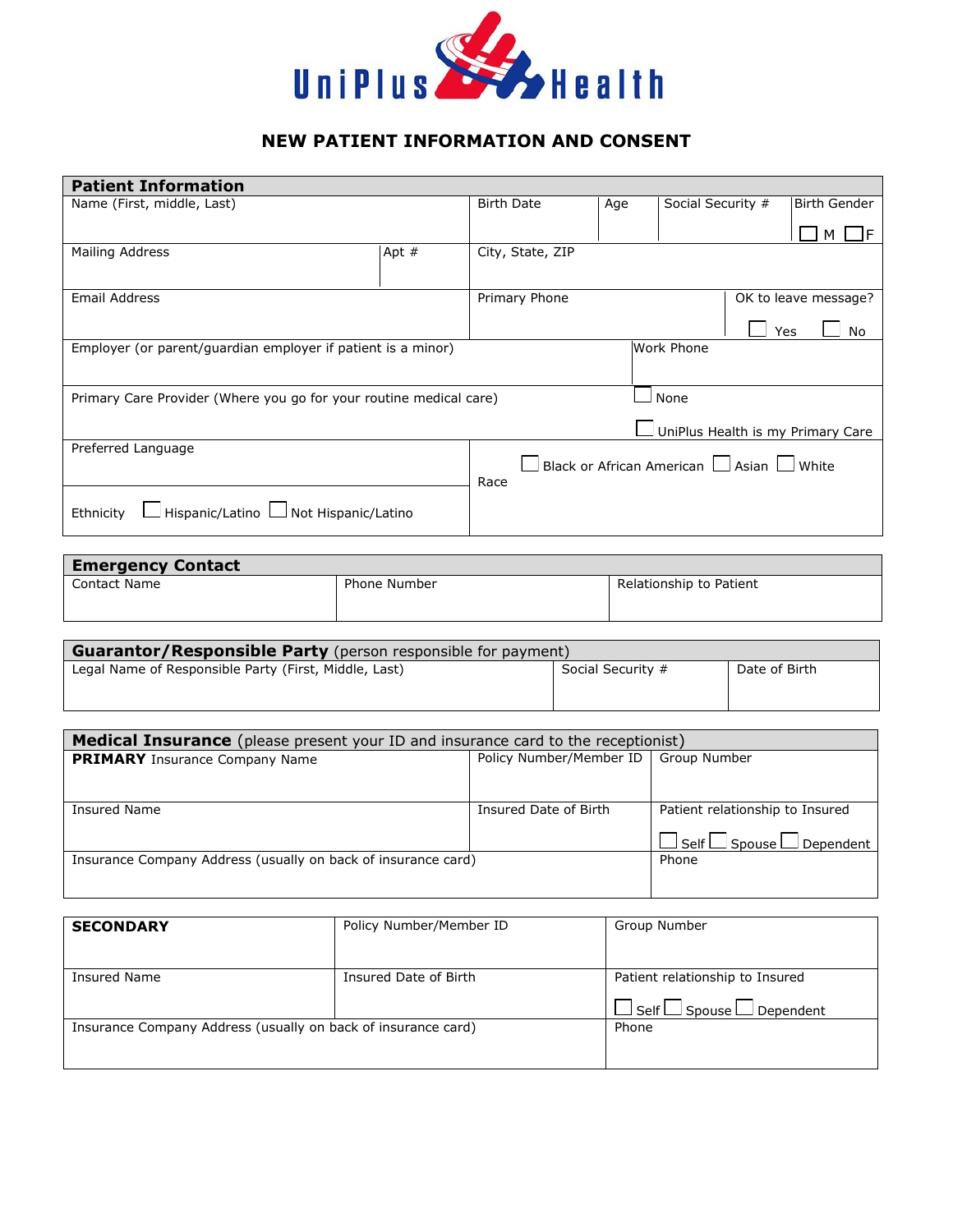UniPlus Health

# NEW PATIENT INFORMATION AND CONSENT

## Patient Information

| Name (First, middle, Last) | | Birth Date | Age | Social Security # | Birth Gender ☐ M ☐ F |
|---|---|---|---|---|---|
| Mailing Address | Apt # | City, State, ZIP | | | |
| Email Address | | Primary Phone | | OK to leave message? ☐ Yes ☐ No | |
| Employer (or parent/guardian employer if patient is a minor) | | | Work Phone | | |
| Primary Care Provider (Where you go for your routine medical care) | | | ☐ None ☐ UniPlus Health is my Primary Care | | |
| Preferred Language | | Race ☐ Black or African American ☐ Asian ☐ White | | | |
| Ethnicity ☐ Hispanic/Latino ☐ Not Hispanic/Latino | | | | | |

## Emergency Contact

| Contact Name | Phone Number | Relationship to Patient |
|---|---|---|
| | | |

## Guarantor/Responsible Party (person responsible for payment)

| Legal Name of Responsible Party (First, Middle, Last) | Social Security # | Date of Birth |
|---|---|---|
| | | |

## Medical Insurance (please present your ID and insurance card to the receptionist)

| **PRIMARY** Insurance Company Name | Policy Number/Member ID | Group Number |
|---|---|---|
| Insured Name | Insured Date of Birth | Patient relationship to Insured ☐ Self ☐ Spouse ☐ Dependent |
| Insurance Company Address (usually on back of insurance card) | | Phone |

| **SECONDARY** | Policy Number/Member ID | Group Number |
|---|---|---|
| Insured Name | Insured Date of Birth | Patient relationship to Insured ☐ Self ☐ Spouse ☐ Dependent |
| Insurance Company Address (usually on back of insurance card) | | Phone |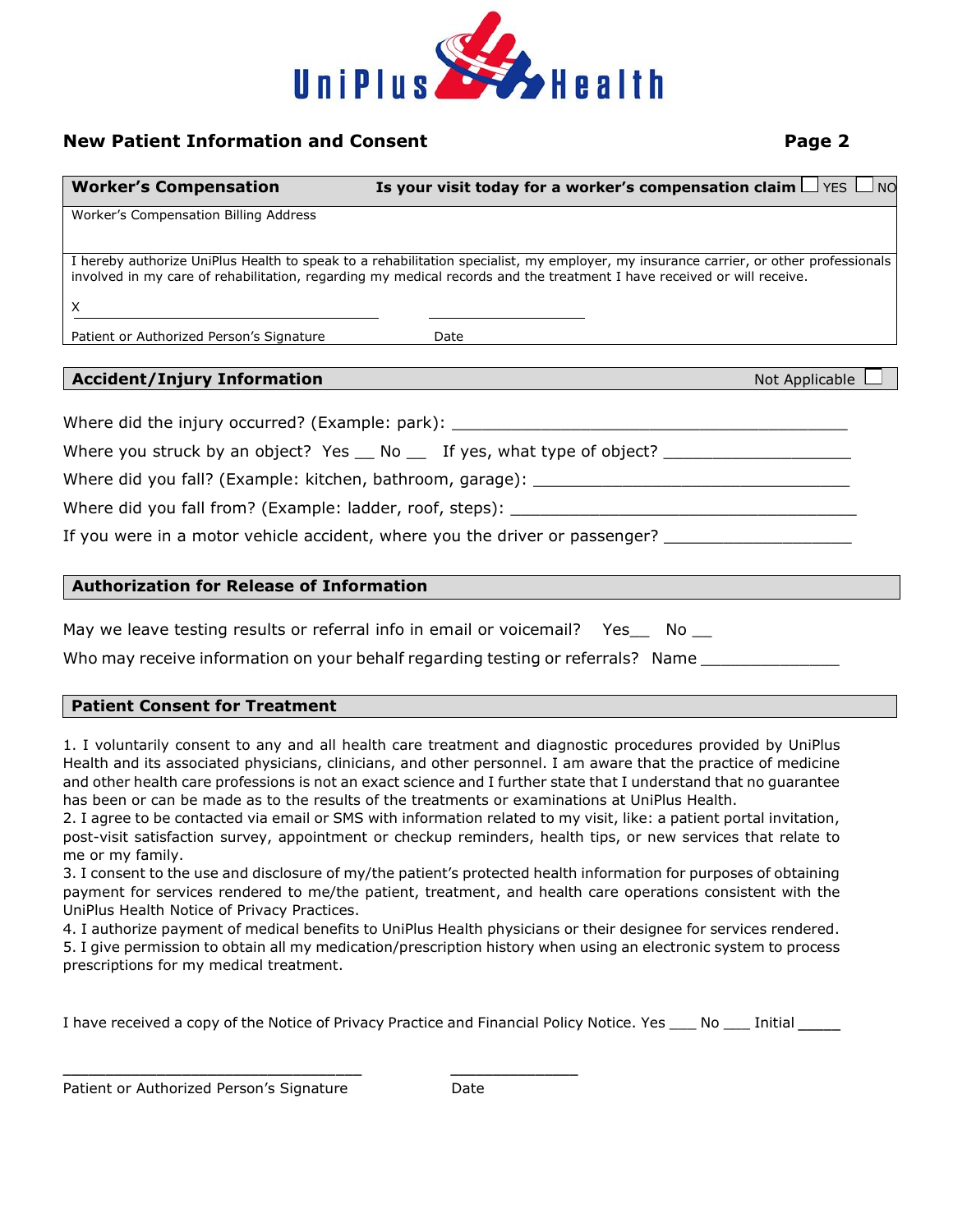UniPlus Health

## New Patient Information and Consent

**Page 2**

| **Worker's Compensation** | **Is your visit today for a worker's compensation claim** ☐ YES ☐ NO |
|---|---|
| Worker's Compensation Billing Address | |
| I hereby authorize UniPlus Health to speak to a rehabilitation specialist, my employer, my insurance carrier, or other professionals involved in my care of rehabilitation, regarding my medical records and the treatment I have received or will receive. | |
| X ______________________________ | ______________ |
| Patient or Authorized Person's Signature | Date |

### Accident/Injury Information

Not Applicable ☐

Where did the injury occurred? (Example: park): ________________________________

Where you struck by an object? Yes __ No __ If yes, what type of object? ______________

Where did you fall? (Example: kitchen, bathroom, garage): __________________________

Where did you fall from? (Example: ladder, roof, steps): ____________________________

If you were in a motor vehicle accident, where you the driver or passenger? ______________

### Authorization for Release of Information

May we leave testing results or referral info in email or voicemail? Yes__ No __

Who may receive information on your behalf regarding testing or referrals? Name ____________

### Patient Consent for Treatment

1. I voluntarily consent to any and all health care treatment and diagnostic procedures provided by UniPlus Health and its associated physicians, clinicians, and other personnel. I am aware that the practice of medicine and other health care professions is not an exact science and I further state that I understand that no guarantee has been or can be made as to the results of the treatments or examinations at UniPlus Health.
2. I agree to be contacted via email or SMS with information related to my visit, like: a patient portal invitation, post-visit satisfaction survey, appointment or checkup reminders, health tips, or new services that relate to me or my family.
3. I consent to the use and disclosure of my/the patient's protected health information for purposes of obtaining payment for services rendered to me/the patient, treatment, and health care operations consistent with the UniPlus Health Notice of Privacy Practices.
4. I authorize payment of medical benefits to UniPlus Health physicians or their designee for services rendered.
5. I give permission to obtain all my medication/prescription history when using an electronic system to process prescriptions for my medical treatment.

I have received a copy of the Notice of Privacy Practice and Financial Policy Notice. Yes ___ No ___ Initial _____

______________________________ ______________

Patient or Authorized Person's Signature Date